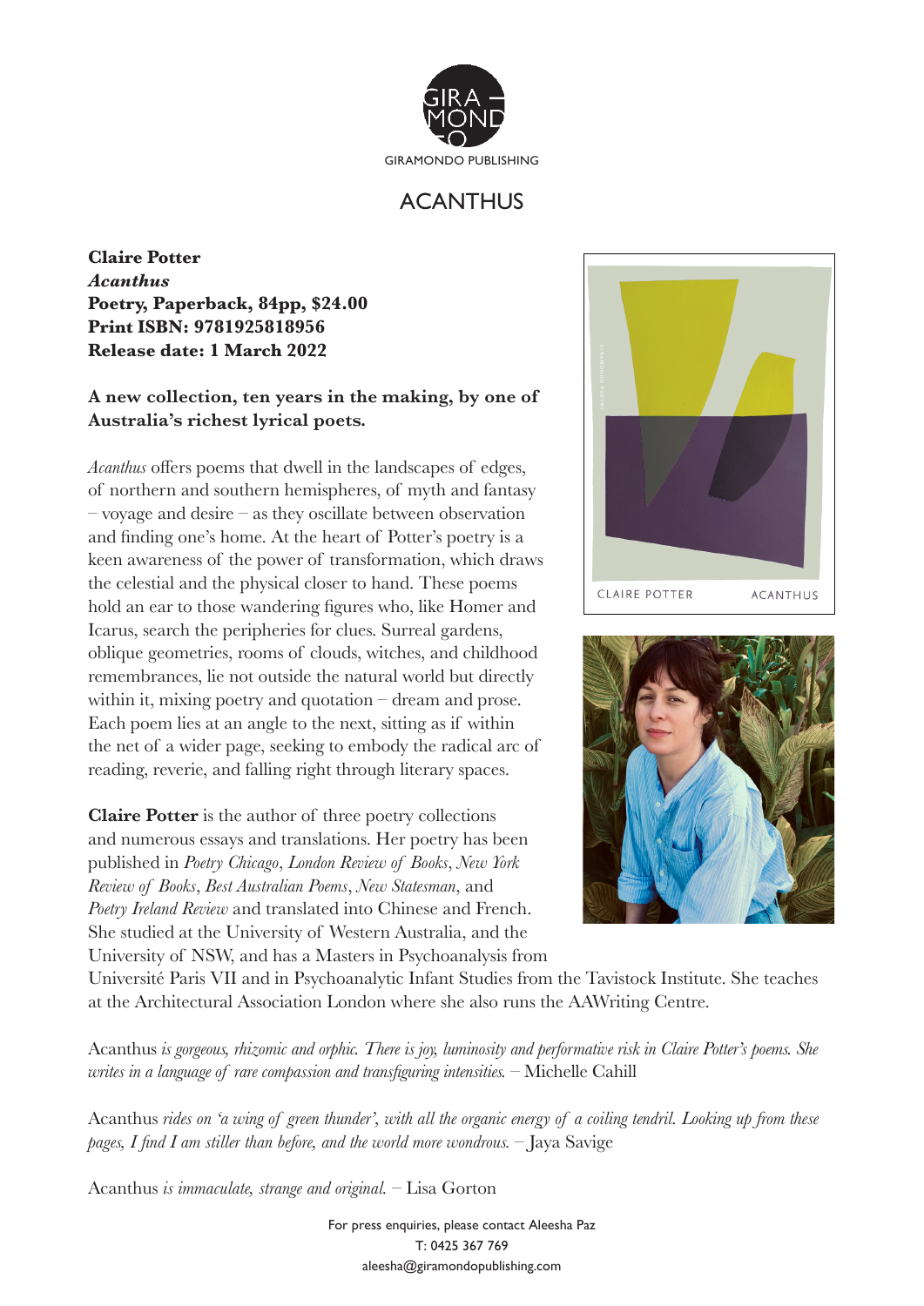GIRAMONDO PUBLISHING

# ACANTHUS

**Claire Potter**
***Acanthus***
**Poetry, Paperback, 84pp, $24.00**
**Print ISBN: 9781925818956**
**Release date: 1 March 2022**

**A new collection, ten years in the making, by one of Australia's richest lyrical poets.**

*Acanthus* offers poems that dwell in the landscapes of edges, of northern and southern hemispheres, of myth and fantasy – voyage and desire – as they oscillate between observation and finding one's home. At the heart of Potter's poetry is a keen awareness of the power of transformation, which draws the celestial and the physical closer to hand. These poems hold an ear to those wandering figures who, like Homer and Icarus, search the peripheries for clues. Surreal gardens, oblique geometries, rooms of clouds, witches, and childhood remembrances, lie not outside the natural world but directly within it, mixing poetry and quotation – dream and prose. Each poem lies at an angle to the next, sitting as if within the net of a wider page, seeking to embody the radical arc of reading, reverie, and falling right through literary spaces.

**Claire Potter** is the author of three poetry collections and numerous essays and translations. Her poetry has been published in *Poetry Chicago*, *London Review of Books*, *New York Review of Books*, *Best Australian Poems*, *New Statesman*, and *Poetry Ireland Review* and translated into Chinese and French. She studied at the University of Western Australia, and the University of NSW, and has a Masters in Psychoanalysis from Université Paris VII and in Psychoanalytic Infant Studies from the Tavistock Institute. She teaches at the Architectural Association London where she also runs the AAWriting Centre.

Acanthus *is gorgeous, rhizomic and orphic. There is joy, luminosity and performative risk in Claire Potter's poems. She writes in a language of rare compassion and transfiguring intensities.* – Michelle Cahill

Acanthus *rides on 'a wing of green thunder', with all the organic energy of a coiling tendril. Looking up from these pages, I find I am stiller than before, and the world more wondrous.* – Jaya Savige

Acanthus *is immaculate, strange and original.* – Lisa Gorton

For press enquiries, please contact Aleesha Paz
T: 0425 367 769
aleesha@giramondopublishing.com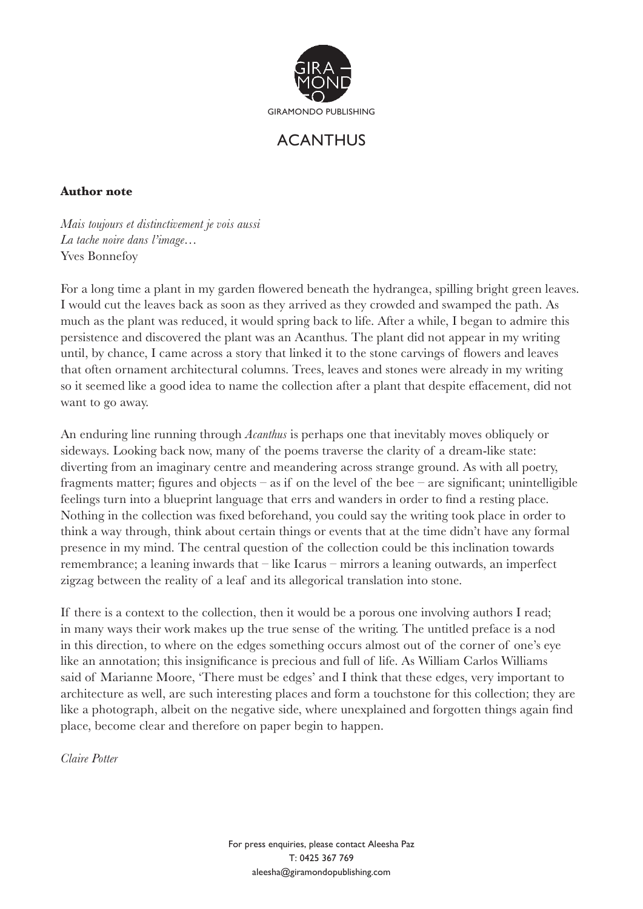GIRAMONDO PUBLISHING

# ACANTHUS

**Author note**

*Mais toujours et distinctivement je vois aussi*
*La tache noire dans l'image…*
Yves Bonnefoy

For a long time a plant in my garden flowered beneath the hydrangea, spilling bright green leaves. I would cut the leaves back as soon as they arrived as they crowded and swamped the path. As much as the plant was reduced, it would spring back to life. After a while, I began to admire this persistence and discovered the plant was an Acanthus. The plant did not appear in my writing until, by chance, I came across a story that linked it to the stone carvings of flowers and leaves that often ornament architectural columns. Trees, leaves and stones were already in my writing so it seemed like a good idea to name the collection after a plant that despite effacement, did not want to go away.

An enduring line running through *Acanthus* is perhaps one that inevitably moves obliquely or sideways. Looking back now, many of the poems traverse the clarity of a dream-like state: diverting from an imaginary centre and meandering across strange ground. As with all poetry, fragments matter; figures and objects – as if on the level of the bee – are significant; unintelligible feelings turn into a blueprint language that errs and wanders in order to find a resting place. Nothing in the collection was fixed beforehand, you could say the writing took place in order to think a way through, think about certain things or events that at the time didn't have any formal presence in my mind. The central question of the collection could be this inclination towards remembrance; a leaning inwards that – like Icarus – mirrors a leaning outwards, an imperfect zigzag between the reality of a leaf and its allegorical translation into stone.

If there is a context to the collection, then it would be a porous one involving authors I read; in many ways their work makes up the true sense of the writing. The untitled preface is a nod in this direction, to where on the edges something occurs almost out of the corner of one's eye like an annotation; this insignificance is precious and full of life. As William Carlos Williams said of Marianne Moore, 'There must be edges' and I think that these edges, very important to architecture as well, are such interesting places and form a touchstone for this collection; they are like a photograph, albeit on the negative side, where unexplained and forgotten things again find place, become clear and therefore on paper begin to happen.

*Claire Potter*

For press enquiries, please contact Aleesha Paz
T: 0425 367 769
aleesha@giramondopublishing.com